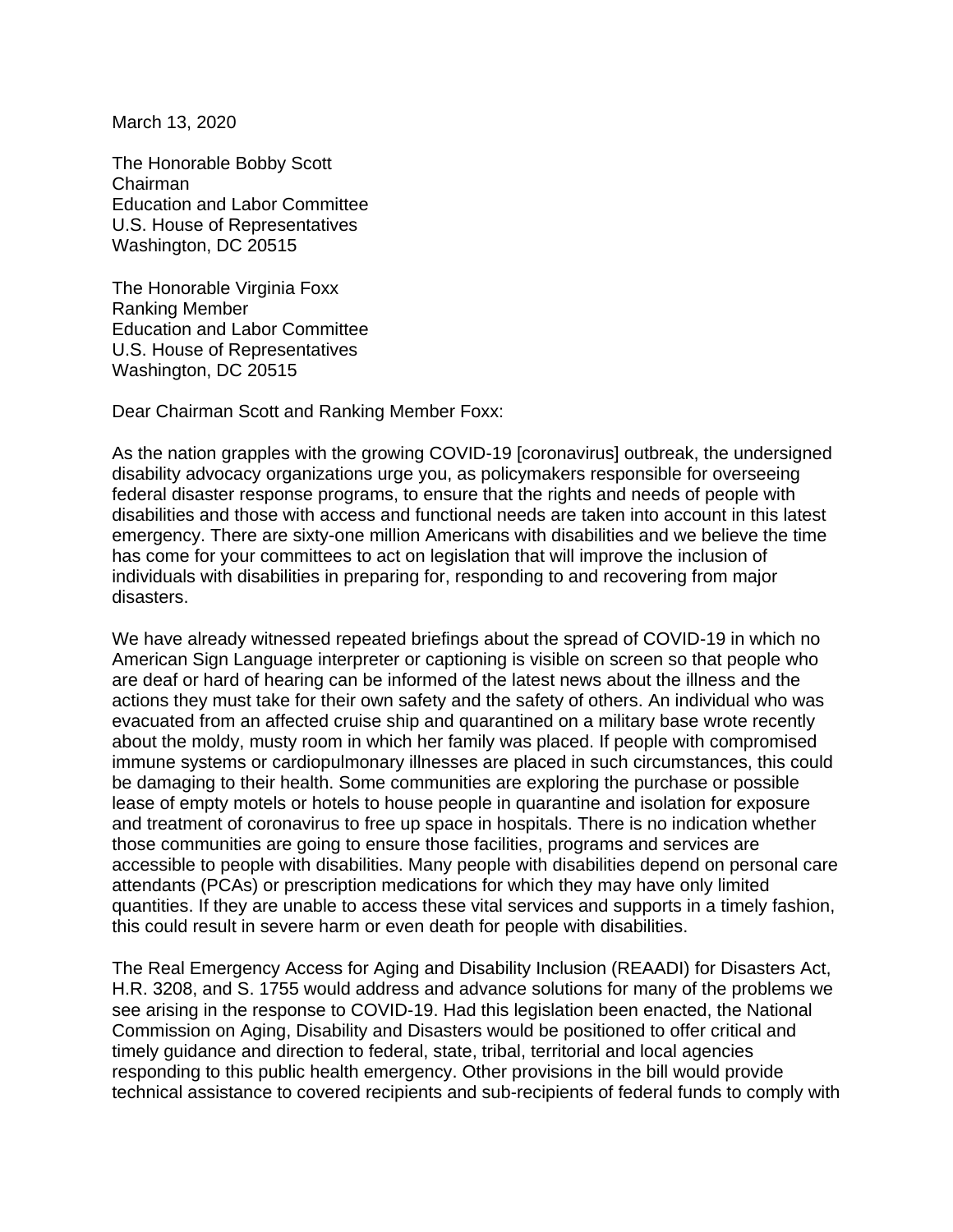March 13, 2020

The Honorable Bobby Scott
Chairman
Education and Labor Committee
U.S. House of Representatives
Washington, DC 20515

The Honorable Virginia Foxx
Ranking Member
Education and Labor Committee
U.S. House of Representatives
Washington, DC 20515

Dear Chairman Scott and Ranking Member Foxx:

As the nation grapples with the growing COVID-19 [coronavirus] outbreak, the undersigned disability advocacy organizations urge you, as policymakers responsible for overseeing federal disaster response programs, to ensure that the rights and needs of people with disabilities and those with access and functional needs are taken into account in this latest emergency. There are sixty-one million Americans with disabilities and we believe the time has come for your committees to act on legislation that will improve the inclusion of individuals with disabilities in preparing for, responding to and recovering from major disasters.

We have already witnessed repeated briefings about the spread of COVID-19 in which no American Sign Language interpreter or captioning is visible on screen so that people who are deaf or hard of hearing can be informed of the latest news about the illness and the actions they must take for their own safety and the safety of others. An individual who was evacuated from an affected cruise ship and quarantined on a military base wrote recently about the moldy, musty room in which her family was placed. If people with compromised immune systems or cardiopulmonary illnesses are placed in such circumstances, this could be damaging to their health. Some communities are exploring the purchase or possible lease of empty motels or hotels to house people in quarantine and isolation for exposure and treatment of coronavirus to free up space in hospitals. There is no indication whether those communities are going to ensure those facilities, programs and services are accessible to people with disabilities. Many people with disabilities depend on personal care attendants (PCAs) or prescription medications for which they may have only limited quantities. If they are unable to access these vital services and supports in a timely fashion, this could result in severe harm or even death for people with disabilities.

The Real Emergency Access for Aging and Disability Inclusion (REAADI) for Disasters Act, H.R. 3208, and S. 1755 would address and advance solutions for many of the problems we see arising in the response to COVID-19. Had this legislation been enacted, the National Commission on Aging, Disability and Disasters would be positioned to offer critical and timely guidance and direction to federal, state, tribal, territorial and local agencies responding to this public health emergency. Other provisions in the bill would provide technical assistance to covered recipients and sub-recipients of federal funds to comply with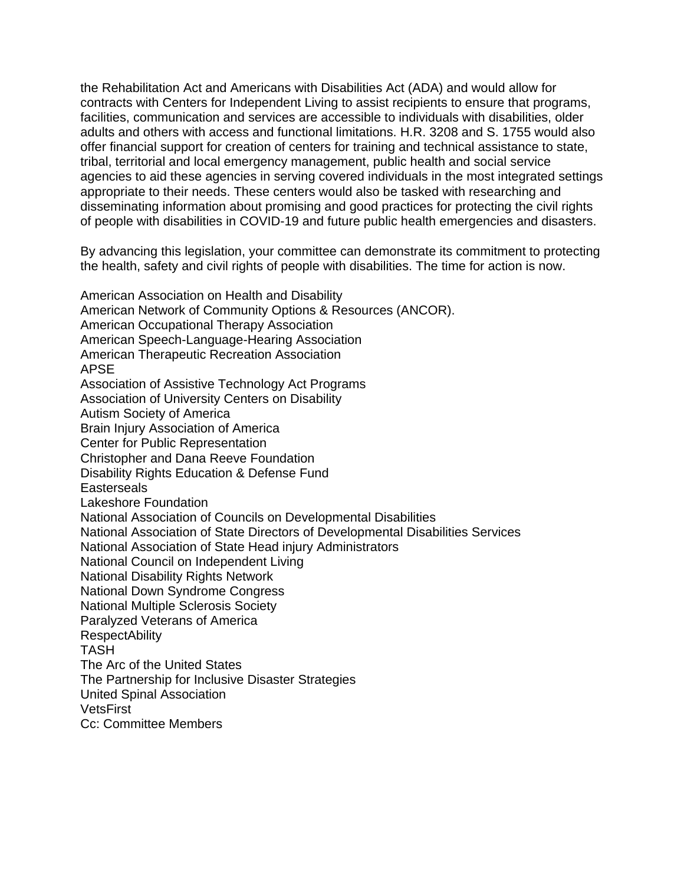the Rehabilitation Act and Americans with Disabilities Act (ADA) and would allow for contracts with Centers for Independent Living to assist recipients to ensure that programs, facilities, communication and services are accessible to individuals with disabilities, older adults and others with access and functional limitations. H.R. 3208 and S. 1755 would also offer financial support for creation of centers for training and technical assistance to state, tribal, territorial and local emergency management, public health and social service agencies to aid these agencies in serving covered individuals in the most integrated settings appropriate to their needs. These centers would also be tasked with researching and disseminating information about promising and good practices for protecting the civil rights of people with disabilities in COVID-19 and future public health emergencies and disasters.

By advancing this legislation, your committee can demonstrate its commitment to protecting the health, safety and civil rights of people with disabilities. The time for action is now.

American Association on Health and Disability
American Network of Community Options & Resources (ANCOR).
American Occupational Therapy Association
American Speech-Language-Hearing Association
American Therapeutic Recreation Association
APSE
Association of Assistive Technology Act Programs
Association of University Centers on Disability
Autism Society of America
Brain Injury Association of America
Center for Public Representation
Christopher and Dana Reeve Foundation
Disability Rights Education & Defense Fund
Easterseals
Lakeshore Foundation
National Association of Councils on Developmental Disabilities
National Association of State Directors of Developmental Disabilities Services
National Association of State Head injury Administrators
National Council on Independent Living
National Disability Rights Network
National Down Syndrome Congress
National Multiple Sclerosis Society
Paralyzed Veterans of America
RespectAbility
TASH
The Arc of the United States
The Partnership for Inclusive Disaster Strategies
United Spinal Association
VetsFirst
Cc: Committee Members